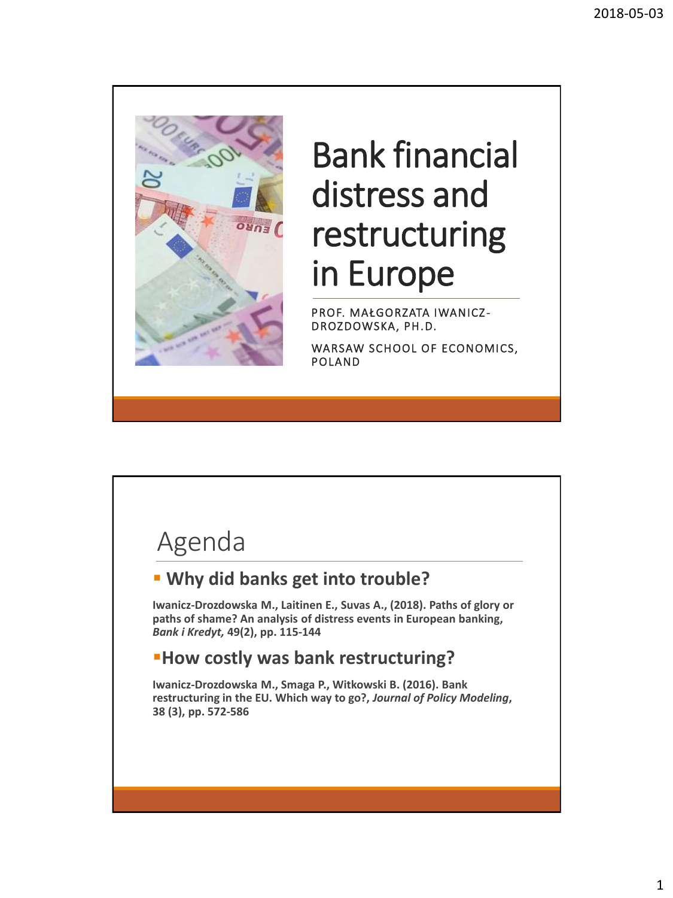# Bank financial distress and restructuring in Europe

PROF. MAŁGORZATA IWANICZ-DROZDOWSKA, PH.D.

WARSAW SCHOOL OF ECONOMICS, POLAND

## Agenda

- **Why did banks get into trouble?**

**Iwanicz-Drozdowska M., Laitinen E., Suvas A., (2018). Paths of glory or paths of shame? An analysis of distress events in European banking, *Bank i Kredyt,* 49(2), pp. 115-144**

- **How costly was bank restructuring?**

**Iwanicz-Drozdowska M., Smaga P., Witkowski B. (2016). Bank restructuring in the EU. Which way to go?, *Journal of Policy Modeling*, 38 (3), pp. 572-586**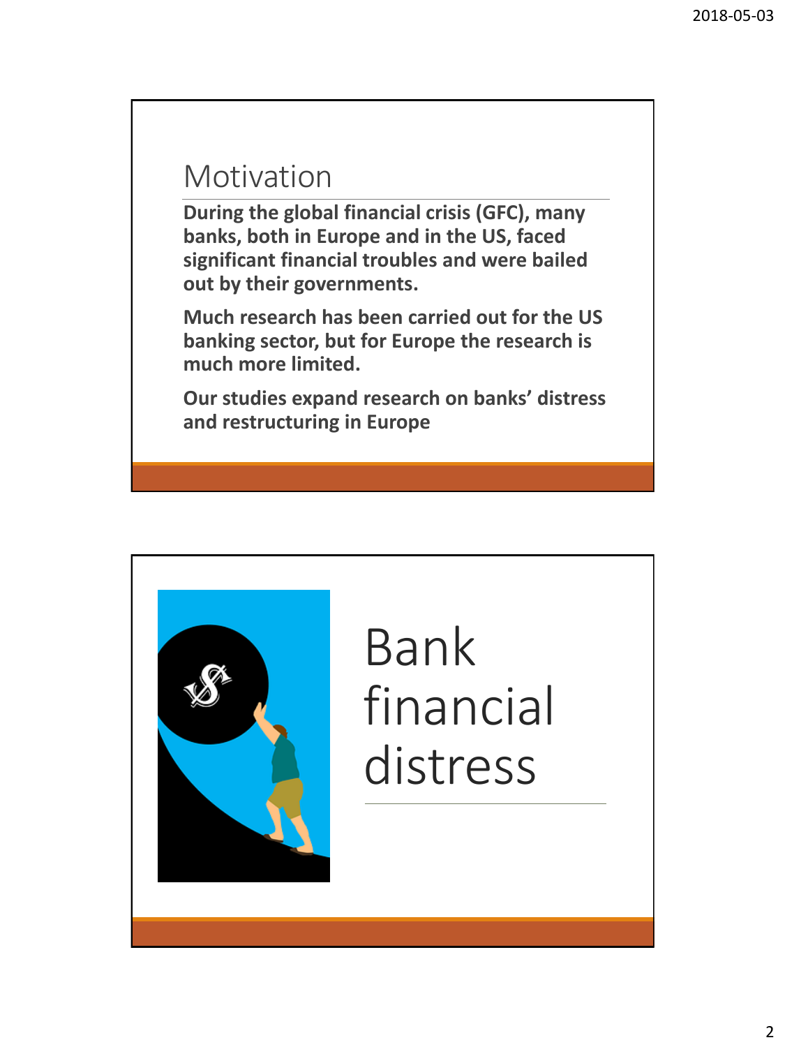## Motivation

**During the global financial crisis (GFC), many banks, both in Europe and in the US, faced significant financial troubles and were bailed out by their governments.**

**Much research has been carried out for the US banking sector, but for Europe the research is much more limited.**

**Our studies expand research on banks' distress and restructuring in Europe**

# Bank financial distress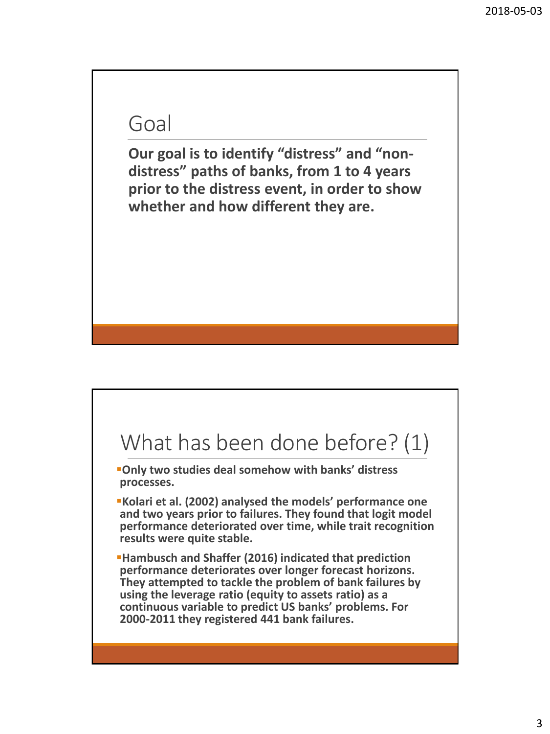## Goal

**Our goal is to identify "distress" and "non-distress" paths of banks, from 1 to 4 years prior to the distress event, in order to show whether and how different they are.**

## What has been done before? (1)

- **Only two studies deal somehow with banks' distress processes.**
- **Kolari et al. (2002) analysed the models' performance one and two years prior to failures. They found that logit model performance deteriorated over time, while trait recognition results were quite stable.**
- **Hambusch and Shaffer (2016) indicated that prediction performance deteriorates over longer forecast horizons. They attempted to tackle the problem of bank failures by using the leverage ratio (equity to assets ratio) as a continuous variable to predict US banks' problems. For 2000-2011 they registered 441 bank failures.**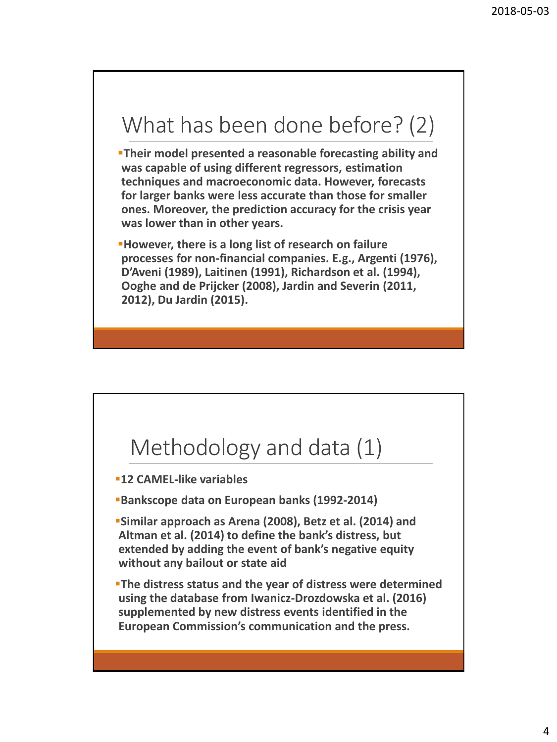## What has been done before? (2)

- **Their model presented a reasonable forecasting ability and was capable of using different regressors, estimation techniques and macroeconomic data. However, forecasts for larger banks were less accurate than those for smaller ones. Moreover, the prediction accuracy for the crisis year was lower than in other years.**
- **However, there is a long list of research on failure processes for non-financial companies. E.g., Argenti (1976), D'Aveni (1989), Laitinen (1991), Richardson et al. (1994), Ooghe and de Prijcker (2008), Jardin and Severin (2011, 2012), Du Jardin (2015).**

## Methodology and data (1)

- **12 CAMEL-like variables**
- **Bankscope data on European banks (1992-2014)**
- **Similar approach as Arena (2008), Betz et al. (2014) and Altman et al. (2014) to define the bank's distress, but extended by adding the event of bank's negative equity without any bailout or state aid**
- **The distress status and the year of distress were determined using the database from Iwanicz-Drozdowska et al. (2016) supplemented by new distress events identified in the European Commission's communication and the press.**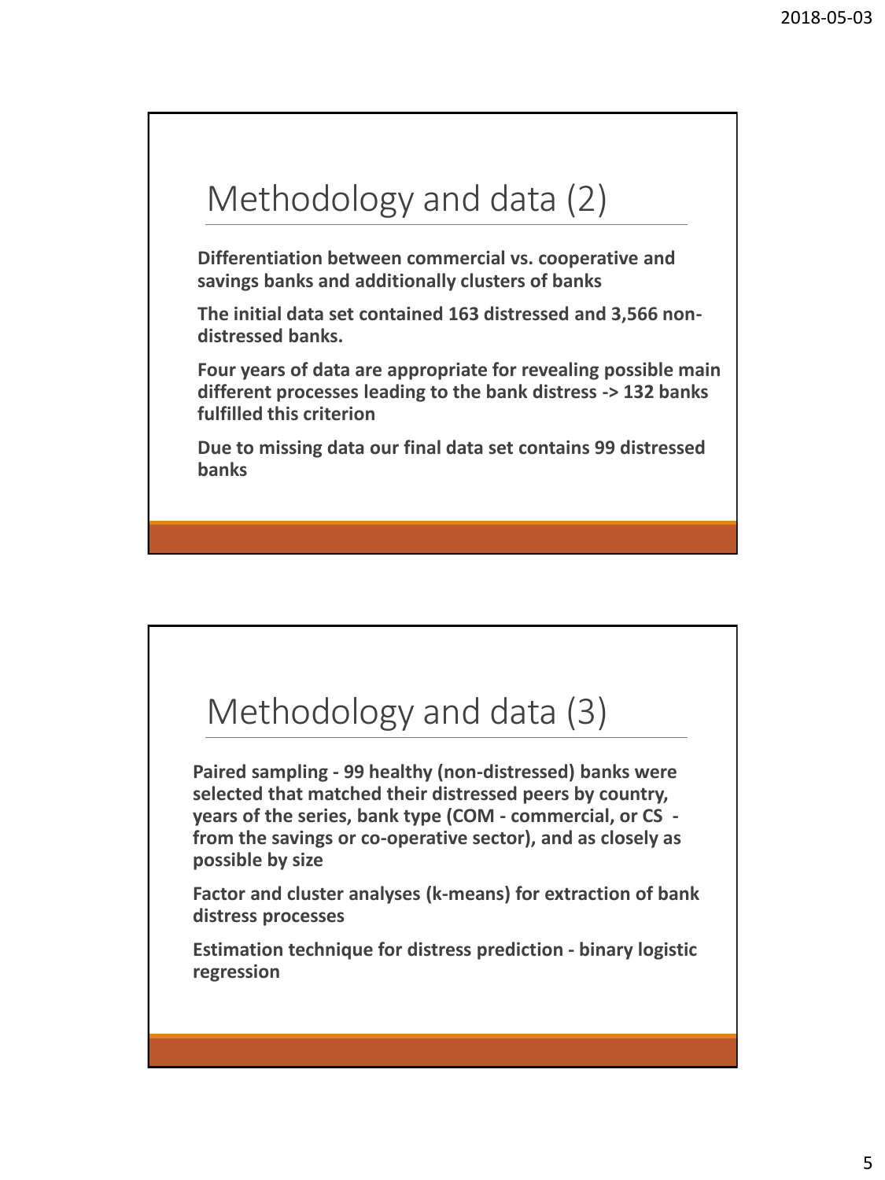# Methodology and data (2)

**Differentiation between commercial vs. cooperative and savings banks and additionally clusters of banks**

**The initial data set contained 163 distressed and 3,566 non-distressed banks.**

**Four years of data are appropriate for revealing possible main different processes leading to the bank distress -> 132 banks fulfilled this criterion**

**Due to missing data our final data set contains 99 distressed banks**

# Methodology and data (3)

**Paired sampling - 99 healthy (non-distressed) banks were selected that matched their distressed peers by country, years of the series, bank type (COM - commercial, or CS - from the savings or co-operative sector), and as closely as possible by size**

**Factor and cluster analyses (k-means) for extraction of bank distress processes**

**Estimation technique for distress prediction - binary logistic regression**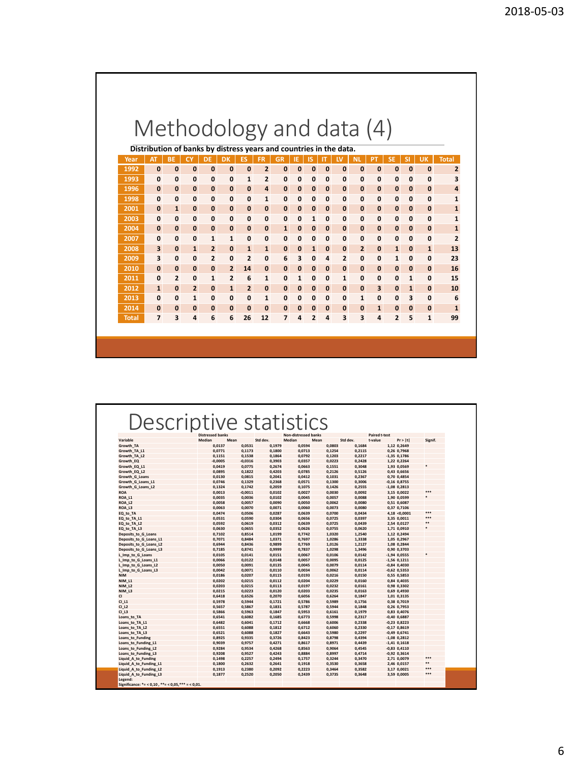# Methodology and data (4)

**Distribution of banks by distress years and countries in the data.**

| Year | AT | BE | CY | DE | DK | ES | FR | GR | IE | IS | IT | LV | NL | PT | SE | SI | UK | Total |
|---|---|---|---|---|---|---|---|---|---|---|---|---|---|---|---|---|---|---|
| 1992 | 0 | 0 | 0 | 0 | 0 | 0 | 2 | 0 | 0 | 0 | 0 | 0 | 0 | 0 | 0 | 0 | 0 | 2 |
| 1993 | 0 | 0 | 0 | 0 | 0 | 1 | 2 | 0 | 0 | 0 | 0 | 0 | 0 | 0 | 0 | 0 | 0 | 3 |
| 1996 | 0 | 0 | 0 | 0 | 0 | 0 | 4 | 0 | 0 | 0 | 0 | 0 | 0 | 0 | 0 | 0 | 0 | 4 |
| 1998 | 0 | 0 | 0 | 0 | 0 | 0 | 1 | 0 | 0 | 0 | 0 | 0 | 0 | 0 | 0 | 0 | 0 | 1 |
| 2001 | 0 | 1 | 0 | 0 | 0 | 0 | 0 | 0 | 0 | 0 | 0 | 0 | 0 | 0 | 0 | 0 | 0 | 1 |
| 2003 | 0 | 0 | 0 | 0 | 0 | 0 | 0 | 0 | 0 | 1 | 0 | 0 | 0 | 0 | 0 | 0 | 0 | 1 |
| 2004 | 0 | 0 | 0 | 0 | 0 | 0 | 0 | 0 | 1 | 0 | 0 | 0 | 0 | 0 | 0 | 0 | 0 | 1 |
| 2007 | 0 | 0 | 0 | 1 | 1 | 0 | 0 | 0 | 0 | 0 | 0 | 0 | 0 | 0 | 0 | 0 | 0 | 2 |
| 2008 | 3 | 0 | 1 | 2 | 0 | 1 | 1 | 0 | 0 | 1 | 0 | 0 | 2 | 0 | 1 | 0 | 1 | 13 |
| 2009 | 3 | 0 | 0 | 2 | 0 | 2 | 0 | 6 | 3 | 0 | 4 | 2 | 0 | 0 | 1 | 0 | 0 | 23 |
| 2010 | 0 | 0 | 0 | 0 | 2 | 14 | 0 | 0 | 0 | 0 | 0 | 0 | 0 | 0 | 0 | 0 | 0 | 16 |
| 2011 | 0 | 2 | 0 | 1 | 2 | 6 | 1 | 0 | 1 | 0 | 0 | 1 | 0 | 0 | 0 | 1 | 0 | 15 |
| 2012 | 1 | 0 | 2 | 0 | 1 | 2 | 0 | 0 | 0 | 0 | 0 | 0 | 0 | 3 | 0 | 1 | 0 | 10 |
| 2013 | 0 | 0 | 1 | 0 | 0 | 0 | 1 | 0 | 0 | 0 | 0 | 0 | 1 | 0 | 0 | 3 | 0 | 6 |
| 2014 | 0 | 0 | 0 | 0 | 0 | 0 | 0 | 0 | 0 | 0 | 0 | 0 | 0 | 1 | 0 | 0 | 0 | 1 |
| Total | 7 | 3 | 4 | 6 | 6 | 26 | 12 | 7 | 4 | 2 | 4 | 3 | 3 | 4 | 2 | 5 | 1 | 99 |

# Descriptive statistics

| Variable | Distressed banks Median | Distressed banks Mean | Distressed banks Std dev. | Non-distressed banks Median | Non-distressed banks Mean | Non-distressed banks Std dev. | Paired t-test t-value | Paired t-test Pr > \|t\| | Signif. |
|---|---|---|---|---|---|---|---|---|---|
| Growth_TA | 0,0137 | 0,0531 | 0,1979 | 0,0594 | 0,0803 | 0,1684 | 1,12 | 0,2649 | |
| Growth_TA_L1 | 0,0771 | 0,1173 | 0,1800 | 0,0713 | 0,1254 | 0,2115 | 0,26 | 0,7968 | |
| Growth_TA_L2 | 0,1151 | 0,1538 | 0,1864 | 0,0792 | 0,1203 | 0,2217 | -1,35 | 0,1786 | |
| Growth_EQ | -0,0005 | -0,0316 | 0,3903 | 0,0357 | 0,0223 | 0,2428 | 1,22 | 0,2264 | |
| Growth_EQ_L1 | 0,0419 | 0,0775 | 0,2674 | 0,0663 | 0,1551 | 0,3048 | 1,93 | 0,0569 | * |
| Growth_EQ_L2 | 0,0895 | 0,1822 | 0,4203 | 0,0785 | 0,2126 | 0,5126 | 0,43 | 0,6656 | |
| Growth_G_Loans | 0,0130 | 0,0815 | 0,2041 | 0,0412 | 0,1031 | 0,2367 | 0,70 | 0,4854 | |
| Growth_G_Loans_L1 | 0,0746 | 0,1329 | 0,2368 | 0,0571 | 0,1300 | 0,3006 | -0,16 | 0,8755 | |
| Growth_G_Loans_L2 | 0,1324 | 0,1742 | 0,2059 | 0,1075 | 0,1426 | 0,2555 | -1,08 | 0,2813 | |
| ROA | 0,0013 | -0,0011 | 0,0102 | 0,0027 | 0,0030 | 0,0092 | 3,15 | 0,0022 | *** |
| ROA_L1 | 0,0035 | 0,0036 | 0,0102 | 0,0045 | 0,0057 | 0,0088 | 1,90 | 0,0599 | * |
| ROA_L2 | 0,0058 | 0,0057 | 0,0090 | 0,0050 | 0,0062 | 0,0080 | 0,51 | 0,6087 | |
| ROA_L3 | 0,0063 | 0,0070 | 0,0071 | 0,0060 | 0,0073 | 0,0080 | 0,37 | 0,7106 | |
| EQ_to_TA | 0,0474 | 0,0506 | 0,0287 | 0,0639 | 0,0700 | 0,0434 | 4,18 | <0,0001 | *** |
| EQ_to_TA_L1 | 0,0531 | 0,0590 | 0,0304 | 0,0656 | 0,0725 | 0,0397 | 3,35 | 0,0011 | *** |
| EQ_to_TA_L2 | 0,0592 | 0,0619 | 0,0312 | 0,0639 | 0,0725 | 0,0439 | 2,54 | 0,0127 | ** |
| EQ_to_TA_L3 | 0,0630 | 0,0655 | 0,0352 | 0,0626 | 0,0755 | 0,0620 | 1,71 | 0,0910 | * |
| Deposits_to_G_Loans | 0,7102 | 0,8514 | 1,0199 | 0,7742 | 1,0320 | 1,2540 | 1,12 | 0,2494 | |
| Deposits_to_G_Loans_L1 | 0,7071 | 0,8484 | 1,0371 | 0,7697 | 1,0286 | 1,3338 | 1,05 | 0,2967 | |
| Deposits_to_G_Loans_L2 | 0,6944 | 0,8436 | 0,9899 | 0,7769 | 1,0126 | 1,2127 | 1,08 | 0,2844 | |
| Deposits_to_G_Loans_L3 | 0,7185 | 0,8741 | 0,9999 | 0,7837 | 1,0298 | 1,3496 | 0,90 | 0,3703 | |
| L_Imp_to_G_Loans | 0,0105 | 0,0141 | 0,0151 | 0,0067 | 0,0106 | 0,0142 | -1,94 | 0,0555 | * |
| L_Imp_to_G_Loans_L1 | 0,0066 | 0,0122 | 0,0148 | 0,0057 | 0,0095 | 0,0125 | -1,56 | 0,1211 | |
| L_Imp_to_G_Loans_L2 | 0,0050 | 0,0091 | 0,0135 | 0,0045 | 0,0079 | 0,0114 | -0,84 | 0,4030 | |
| L_Imp_to_G_Loans_L3 | 0,0042 | 0,0071 | 0,0110 | 0,0034 | 0,0062 | 0,0114 | -0,62 | 0,5353 | |
| NIM | 0,0186 | 0,0207 | 0,0115 | 0,0193 | 0,0216 | 0,0150 | 0,55 | 0,5853 | |
| NIM_L1 | 0,0202 | 0,0215 | 0,0112 | 0,0204 | 0,0229 | 0,0160 | 0,84 | 0,4035 | |
| NIM_L2 | 0,0203 | 0,0215 | 0,0113 | 0,0197 | 0,0232 | 0,0161 | 0,98 | 0,3302 | |
| NIM_L3 | 0,0215 | 0,0223 | 0,0120 | 0,0203 | 0,0235 | 0,0163 | 0,69 | 0,4930 | |
| CI | 0,6418 | 0,6526 | 0,2070 | 0,6056 | 0,6264 | 0,1847 | 1,01 | 0,3135 | |
| CI_L1 | 0,5978 | 0,5944 | 0,1721 | 0,5786 | 0,5989 | 0,1756 | 0,38 | 0,7019 | |
| CI_L2 | 0,5657 | 0,5867 | 0,1831 | 0,5787 | 0,5944 | 0,1848 | 0,26 | 0,7953 | |
| CI_L3 | 0,5866 | 0,5963 | 0,1847 | 0,5953 | 0,6161 | 0,1979 | 0,83 | 0,4076 | |
| Loans_to_TA | 0,6541 | 0,6082 | 0,1685 | 0,6773 | 0,5998 | 0,2317 | -0,40 | 0,6887 | |
| Loans_to_TA_L1 | 0,6482 | 0,6041 | 0,1712 | 0,6668 | 0,6006 | 0,2338 | -0,23 | 0,8223 | |
| Loans_to_TA_L2 | 0,6551 | 0,6088 | 0,1812 | 0,6712 | 0,6060 | 0,2330 | -0,17 | 0,8619 | |
| Loans_to_TA_L3 | 0,6521 | 0,6088 | 0,1827 | 0,6643 | 0,5980 | 0,2297 | -0,49 | 0,6741 | |
| Loans_to_Funding | 0,8925 | 0,9335 | 0,3726 | 0,8423 | 0,8798 | 0,4394 | -1,08 | 0,2812 | |
| Loans_to_Funding_L1 | 0,9039 | 0,9757 | 0,4271 | 0,8617 | 0,8971 | 0,4439 | -1,41 | 0,1618 | |
| Loans_to_Funding_L2 | 0,9284 | 0,9534 | 0,4268 | 0,8563 | 0,9064 | 0,4545 | -0,83 | 0,4110 | |
| Loans_to_Funding_L3 | 0,9208 | 0,9527 | 0,4243 | 0,8884 | 0,8997 | 0,4714 | -0,92 | 0,3614 | |
| Liquid_A_to_Funding | 0,1498 | 0,2257 | 0,2494 | 0,1757 | 0,3244 | 0,3470 | 2,71 | 0,0079 | *** |
| Liquid_A_to_Funding_L1 | 0,1800 | 0,2632 | 0,2641 | 0,1918 | 0,3530 | 0,3658 | 2,46 | 0,0157 | ** |
| Liquid_A_to_Funding_L2 | 0,1913 | 0,2380 | 0,2092 | 0,2223 | 0,3464 | 0,3582 | 3,17 | 0,0021 | *** |
| Liquid_A_to_Funding_L3 | 0,1877 | 0,2520 | 0,2050 | 0,2439 | 0,3735 | 0,3648 | 3,59 | 0,0005 | *** |

Legend:

Significance: *= < 0,10 , **= < 0,05,*** = < 0,01.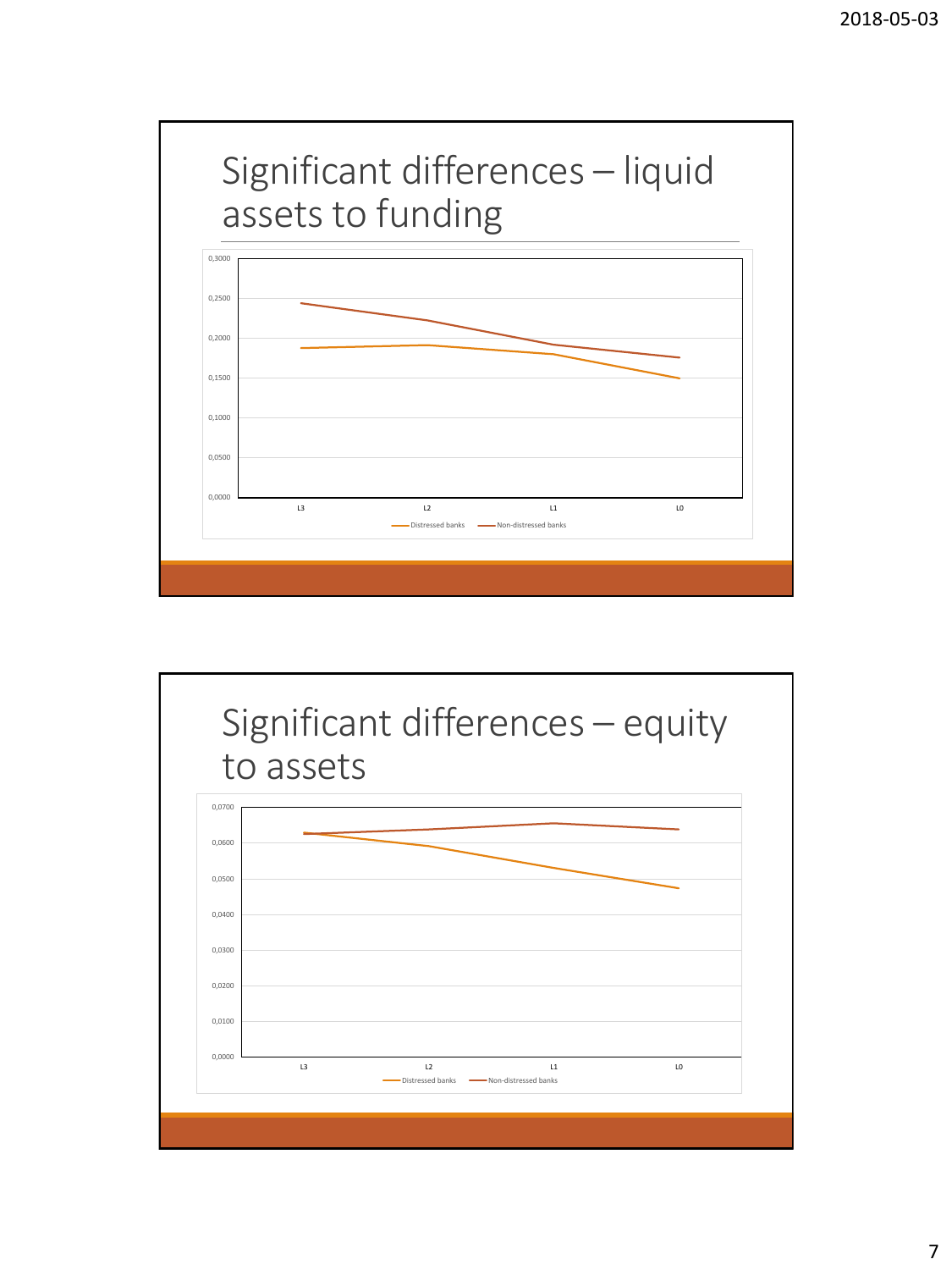## Significant differences – liquid assets to funding

0,3000
0,2500
0,2000
0,1500
0,1000
0,0500
0,0000

L3 L2 L1 L0

Distressed banks  Non-distressed banks

## Significant differences – equity to assets

0,0700
0,0600
0,0500
0,0400
0,0300
0,0200
0,0100
0,0000

L3 L2 L1 L0

Distressed banks  Non-distressed banks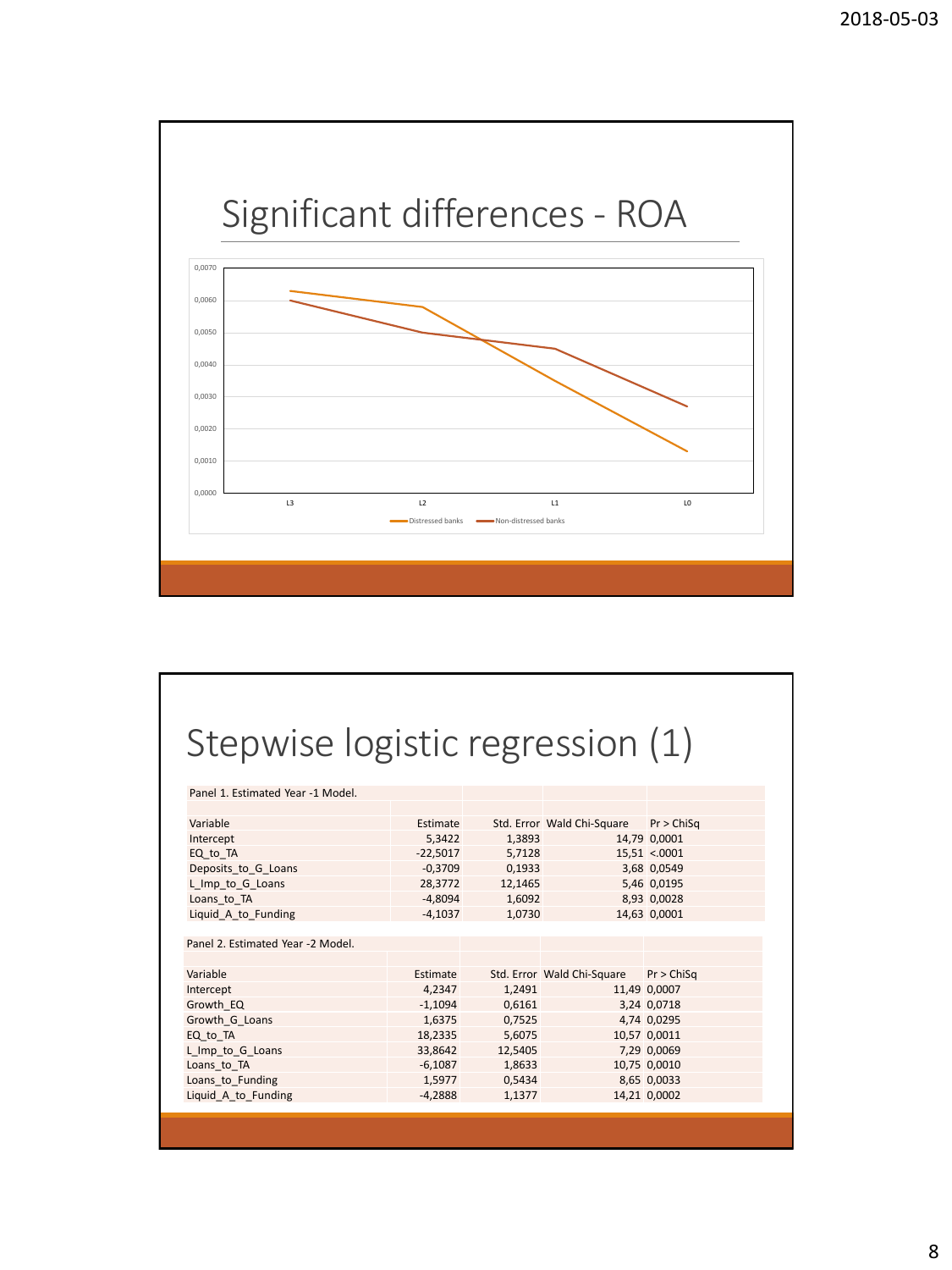# Significant differences - ROA

0,0070

0,0060

0,0050

0,0040

0,0030

0,0020

0,0010

0,0000

L3 L2 L1 L0

Distressed banks — Non-distressed banks

# Stepwise logistic regression (1)

Panel 1. Estimated Year -1 Model.

| Variable | Estimate | Std. Error | Wald Chi-Square | Pr > ChiSq |
|---|---|---|---|---|
| Intercept | 5,3422 | 1,3893 | 14,79 | 0,0001 |
| EQ_to_TA | -22,5017 | 5,7128 | 15,51 | <.0001 |
| Deposits_to_G_Loans | -0,3709 | 0,1933 | 3,68 | 0,0549 |
| L_Imp_to_G_Loans | 28,3772 | 12,1465 | 5,46 | 0,0195 |
| Loans_to_TA | -4,8094 | 1,6092 | 8,93 | 0,0028 |
| Liquid_A_to_Funding | -4,1037 | 1,0730 | 14,63 | 0,0001 |

Panel 2. Estimated Year -2 Model.

| Variable | Estimate | Std. Error | Wald Chi-Square | Pr > ChiSq |
|---|---|---|---|---|
| Intercept | 4,2347 | 1,2491 | 11,49 | 0,0007 |
| Growth_EQ | -1,1094 | 0,6161 | 3,24 | 0,0718 |
| Growth_G_Loans | 1,6375 | 0,7525 | 4,74 | 0,0295 |
| EQ_to_TA | 18,2335 | 5,6075 | 10,57 | 0,0011 |
| L_Imp_to_G_Loans | 33,8642 | 12,5405 | 7,29 | 0,0069 |
| Loans_to_TA | -6,1087 | 1,8633 | 10,75 | 0,0010 |
| Loans_to_Funding | 1,5977 | 0,5434 | 8,65 | 0,0033 |
| Liquid_A_to_Funding | -4,2888 | 1,1377 | 14,21 | 0,0002 |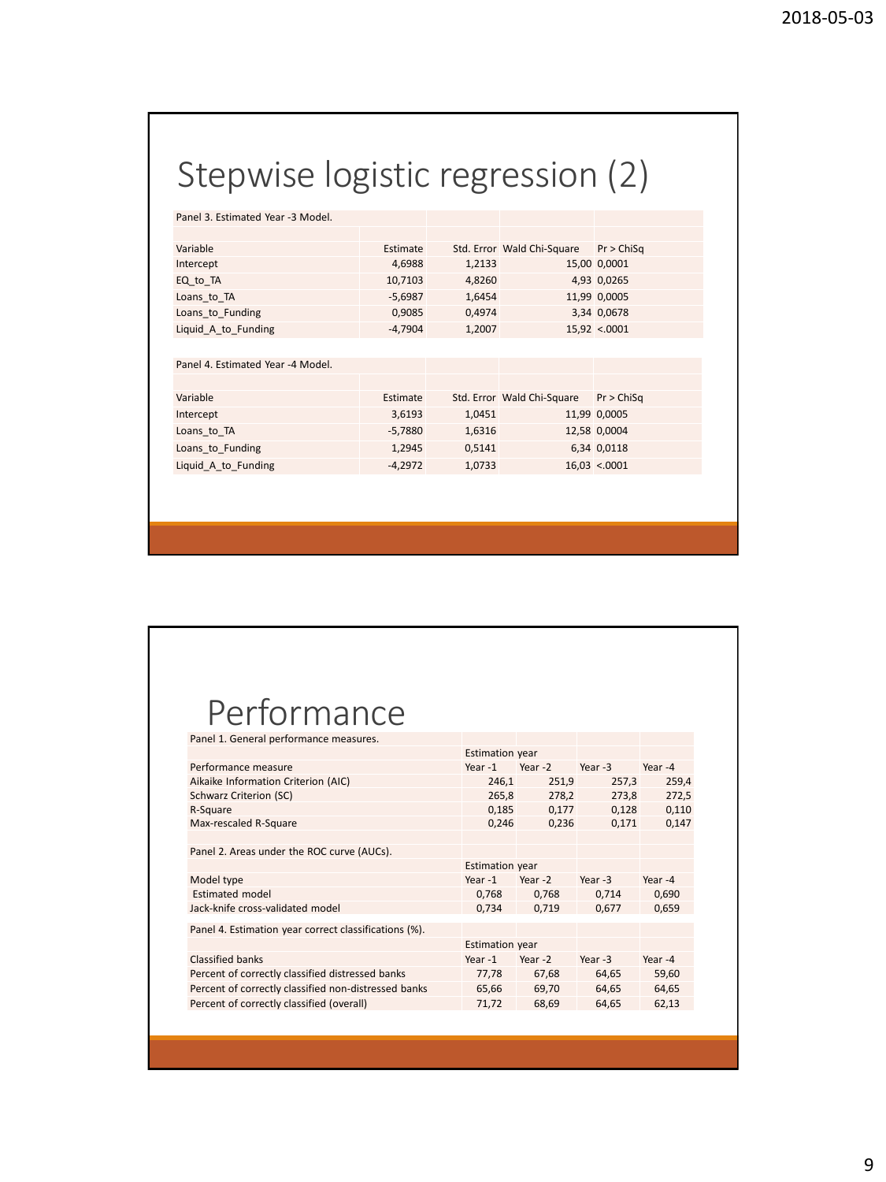# Stepwise logistic regression (2)

Panel 3. Estimated Year -3 Model.

| Variable | Estimate | Std. Error | Wald Chi-Square | Pr > ChiSq |
|---|---|---|---|---|
| Intercept | 4,6988 | 1,2133 | 15,00 | 0,0001 |
| EQ_to_TA | 10,7103 | 4,8260 | 4,93 | 0,0265 |
| Loans_to_TA | -5,6987 | 1,6454 | 11,99 | 0,0005 |
| Loans_to_Funding | 0,9085 | 0,4974 | 3,34 | 0,0678 |
| Liquid_A_to_Funding | -4,7904 | 1,2007 | 15,92 | <.0001 |

Panel 4. Estimated Year -4 Model.

| Variable | Estimate | Std. Error | Wald Chi-Square | Pr > ChiSq |
|---|---|---|---|---|
| Intercept | 3,6193 | 1,0451 | 11,99 | 0,0005 |
| Loans_to_TA | -5,7880 | 1,6316 | 12,58 | 0,0004 |
| Loans_to_Funding | 1,2945 | 0,5141 | 6,34 | 0,0118 |
| Liquid_A_to_Funding | -4,2972 | 1,0733 | 16,03 | <.0001 |

# Performance

Panel 1. General performance measures.

| | Estimation year | | | |
|---|---|---|---|---|
| Performance measure | Year -1 | Year -2 | Year -3 | Year -4 |
| Aikaike Information Criterion (AIC) | 246,1 | 251,9 | 257,3 | 259,4 |
| Schwarz Criterion (SC) | 265,8 | 278,2 | 273,8 | 272,5 |
| R-Square | 0,185 | 0,177 | 0,128 | 0,110 |
| Max-rescaled R-Square | 0,246 | 0,236 | 0,171 | 0,147 |

Panel 2. Areas under the ROC curve (AUCs).

| | Estimation year | | | |
|---|---|---|---|---|
| Model type | Year -1 | Year -2 | Year -3 | Year -4 |
| Estimated model | 0,768 | 0,768 | 0,714 | 0,690 |
| Jack-knife cross-validated model | 0,734 | 0,719 | 0,677 | 0,659 |

Panel 4. Estimation year correct classifications (%).

| | Estimation year | | | |
|---|---|---|---|---|
| Classified banks | Year -1 | Year -2 | Year -3 | Year -4 |
| Percent of correctly classified distressed banks | 77,78 | 67,68 | 64,65 | 59,60 |
| Percent of correctly classified non-distressed banks | 65,66 | 69,70 | 64,65 | 64,65 |
| Percent of correctly classified (overall) | 71,72 | 68,69 | 64,65 | 62,13 |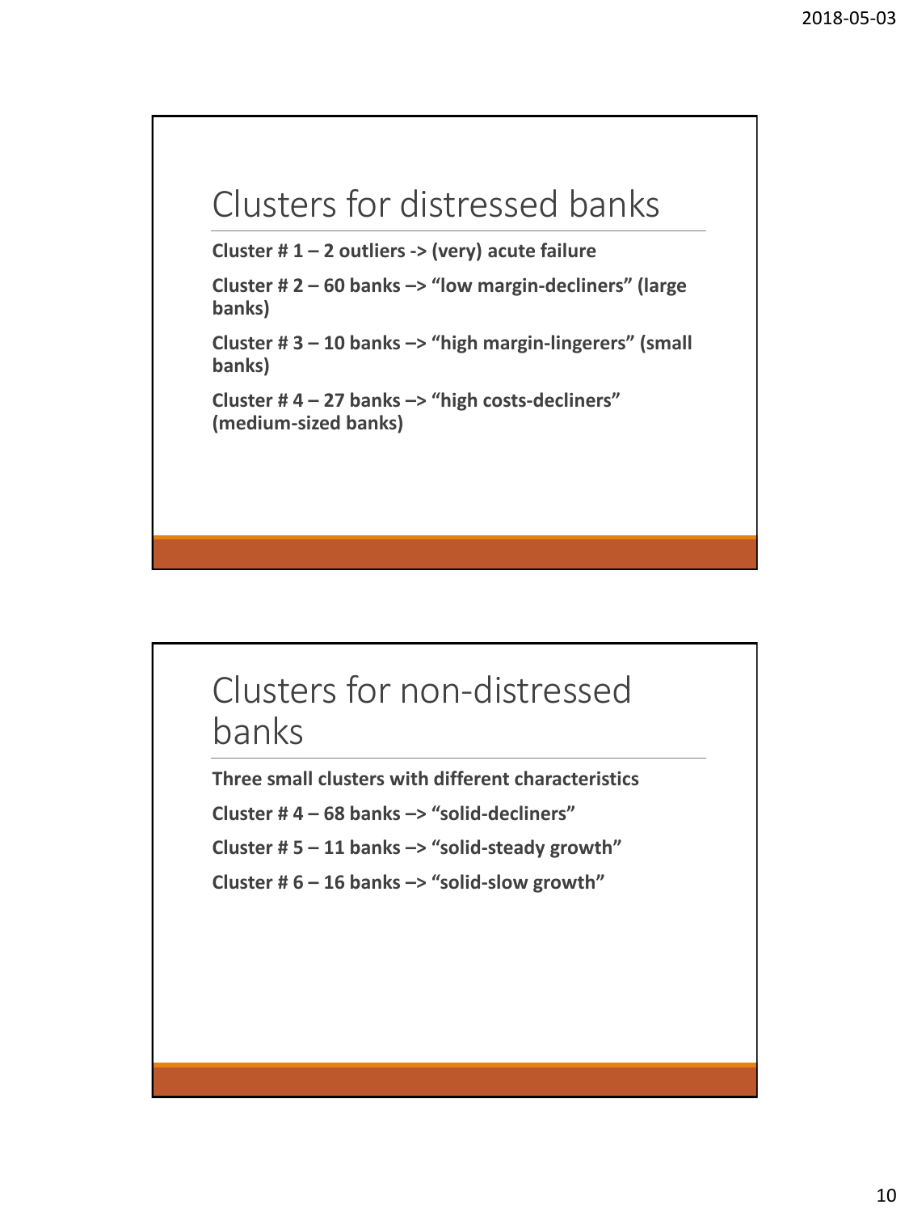## Clusters for distressed banks

**Cluster # 1 – 2 outliers -> (very) acute failure**

**Cluster # 2 – 60 banks –> "low margin-decliners" (large banks)**

**Cluster # 3 – 10 banks –> "high margin-lingerers" (small banks)**

**Cluster # 4 – 27 banks –> "high costs-decliners" (medium-sized banks)**

## Clusters for non-distressed banks

**Three small clusters with different characteristics**

**Cluster # 4 – 68 banks –> "solid-decliners"**

**Cluster # 5 – 11 banks –> "solid-steady growth"**

**Cluster # 6 – 16 banks –> "solid-slow growth"**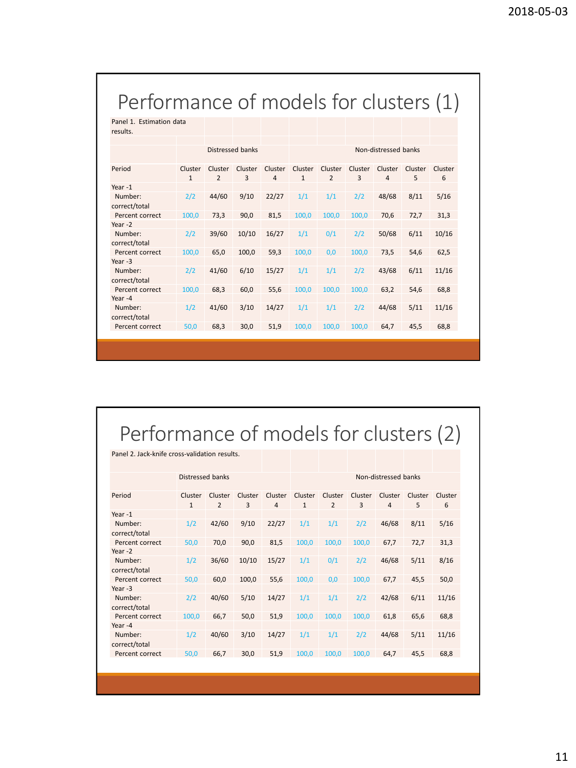# Performance of models for clusters (1)

Panel 1. Estimation data results.

| | Distressed banks | | | | Non-distressed banks | | | | | |
|---|---|---|---|---|---|---|---|---|---|---|
| Period | Cluster 1 | Cluster 2 | Cluster 3 | Cluster 4 | Cluster 1 | Cluster 2 | Cluster 3 | Cluster 4 | Cluster 5 | Cluster 6 |
| Year -1 | | | | | | | | | | |
| Number: correct/total | 2/2 | 44/60 | 9/10 | 22/27 | 1/1 | 1/1 | 2/2 | 48/68 | 8/11 | 5/16 |
| Percent correct | 100,0 | 73,3 | 90,0 | 81,5 | 100,0 | 100,0 | 100,0 | 70,6 | 72,7 | 31,3 |
| Year -2 | | | | | | | | | | |
| Number: correct/total | 2/2 | 39/60 | 10/10 | 16/27 | 1/1 | 0/1 | 2/2 | 50/68 | 6/11 | 10/16 |
| Percent correct | 100,0 | 65,0 | 100,0 | 59,3 | 100,0 | 0,0 | 100,0 | 73,5 | 54,6 | 62,5 |
| Year -3 | | | | | | | | | | |
| Number: correct/total | 2/2 | 41/60 | 6/10 | 15/27 | 1/1 | 1/1 | 2/2 | 43/68 | 6/11 | 11/16 |
| Percent correct | 100,0 | 68,3 | 60,0 | 55,6 | 100,0 | 100,0 | 100,0 | 63,2 | 54,6 | 68,8 |
| Year -4 | | | | | | | | | | |
| Number: correct/total | 1/2 | 41/60 | 3/10 | 14/27 | 1/1 | 1/1 | 2/2 | 44/68 | 5/11 | 11/16 |
| Percent correct | 50,0 | 68,3 | 30,0 | 51,9 | 100,0 | 100,0 | 100,0 | 64,7 | 45,5 | 68,8 |

# Performance of models for clusters (2)

Panel 2. Jack-knife cross-validation results.

| | Distressed banks | | | | Non-distressed banks | | | | | |
|---|---|---|---|---|---|---|---|---|---|---|
| Period | Cluster 1 | Cluster 2 | Cluster 3 | Cluster 4 | Cluster 1 | Cluster 2 | Cluster 3 | Cluster 4 | Cluster 5 | Cluster 6 |
| Year -1 | | | | | | | | | | |
| Number: correct/total | 1/2 | 42/60 | 9/10 | 22/27 | 1/1 | 1/1 | 2/2 | 46/68 | 8/11 | 5/16 |
| Percent correct | 50,0 | 70,0 | 90,0 | 81,5 | 100,0 | 100,0 | 100,0 | 67,7 | 72,7 | 31,3 |
| Year -2 | | | | | | | | | | |
| Number: correct/total | 1/2 | 36/60 | 10/10 | 15/27 | 1/1 | 0/1 | 2/2 | 46/68 | 5/11 | 8/16 |
| Percent correct | 50,0 | 60,0 | 100,0 | 55,6 | 100,0 | 0,0 | 100,0 | 67,7 | 45,5 | 50,0 |
| Year -3 | | | | | | | | | | |
| Number: correct/total | 2/2 | 40/60 | 5/10 | 14/27 | 1/1 | 1/1 | 2/2 | 42/68 | 6/11 | 11/16 |
| Percent correct | 100,0 | 66,7 | 50,0 | 51,9 | 100,0 | 100,0 | 100,0 | 61,8 | 65,6 | 68,8 |
| Year -4 | | | | | | | | | | |
| Number: correct/total | 1/2 | 40/60 | 3/10 | 14/27 | 1/1 | 1/1 | 2/2 | 44/68 | 5/11 | 11/16 |
| Percent correct | 50,0 | 66,7 | 30,0 | 51,9 | 100,0 | 100,0 | 100,0 | 64,7 | 45,5 | 68,8 |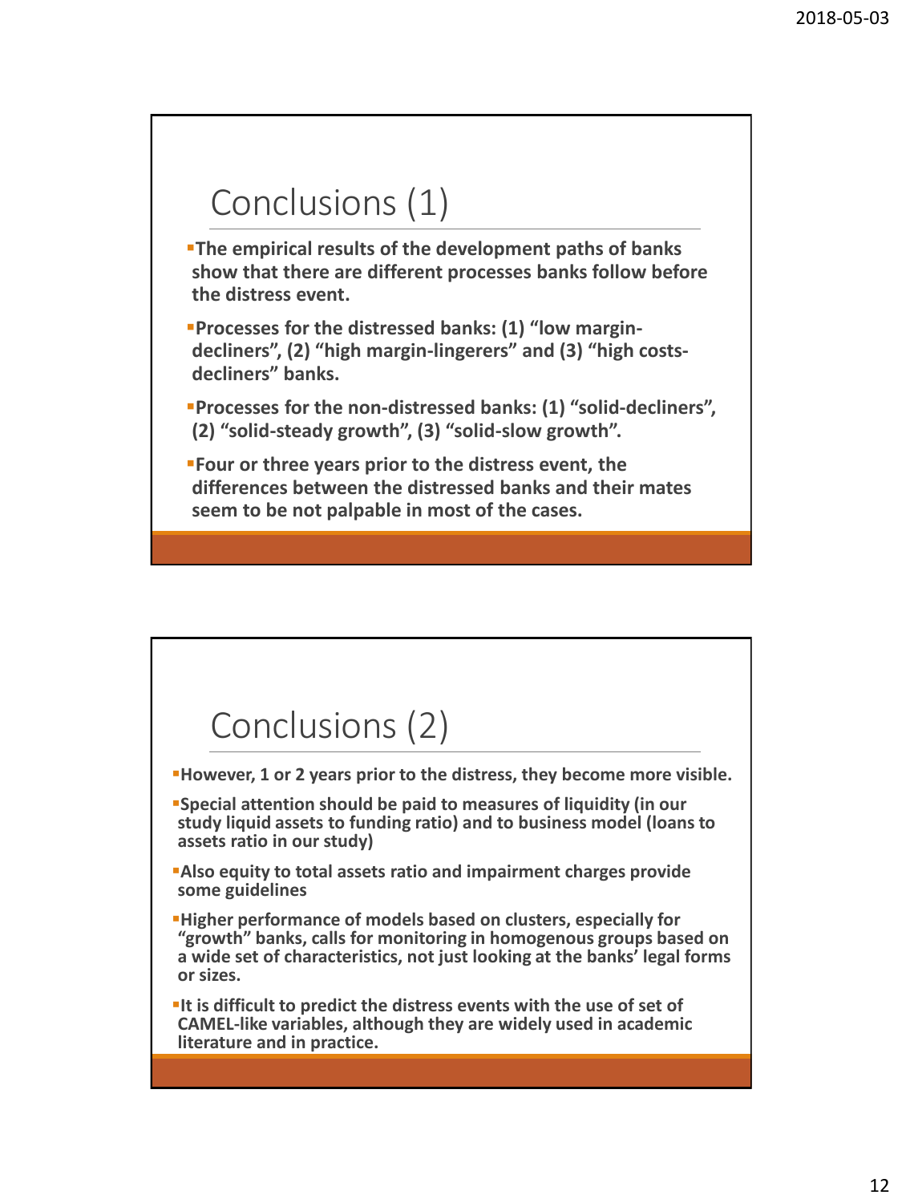# Conclusions (1)

- **The empirical results of the development paths of banks show that there are different processes banks follow before the distress event.**
- **Processes for the distressed banks: (1) “low margin-decliners”, (2) “high margin-lingerers” and (3) “high costs-decliners” banks.**
- **Processes for the non-distressed banks: (1) “solid-decliners”, (2) “solid-steady growth”, (3) “solid-slow growth”.**
- **Four or three years prior to the distress event, the differences between the distressed banks and their mates seem to be not palpable in most of the cases.**

# Conclusions (2)

- **However, 1 or 2 years prior to the distress, they become more visible.**
- **Special attention should be paid to measures of liquidity (in our study liquid assets to funding ratio) and to business model (loans to assets ratio in our study)**
- **Also equity to total assets ratio and impairment charges provide some guidelines**
- **Higher performance of models based on clusters, especially for “growth” banks, calls for monitoring in homogenous groups based on a wide set of characteristics, not just looking at the banks’ legal forms or sizes.**
- **It is difficult to predict the distress events with the use of set of CAMEL-like variables, although they are widely used in academic literature and in practice.**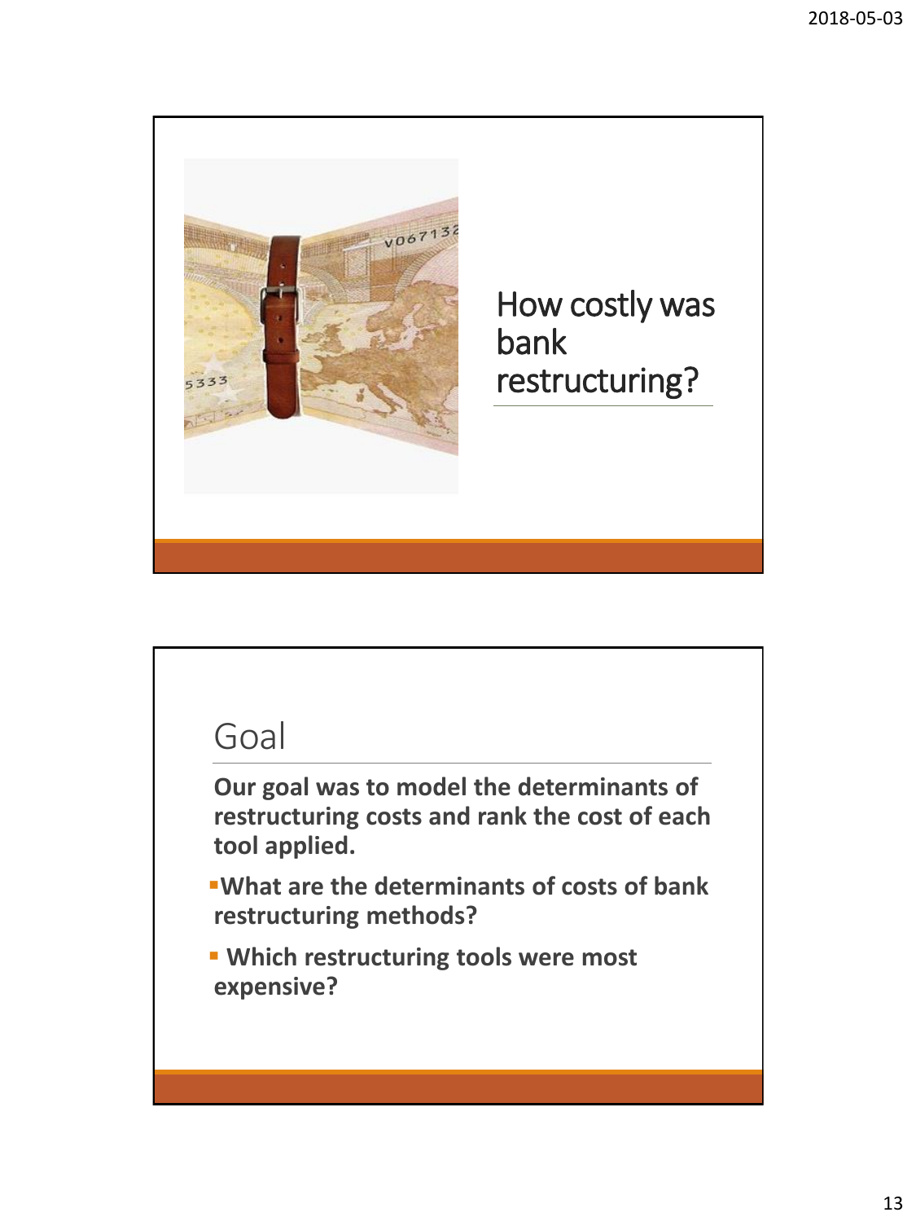# How costly was bank restructuring?

## Goal

**Our goal was to model the determinants of restructuring costs and rank the cost of each tool applied.**

- **What are the determinants of costs of bank restructuring methods?**
- **Which restructuring tools were most expensive?**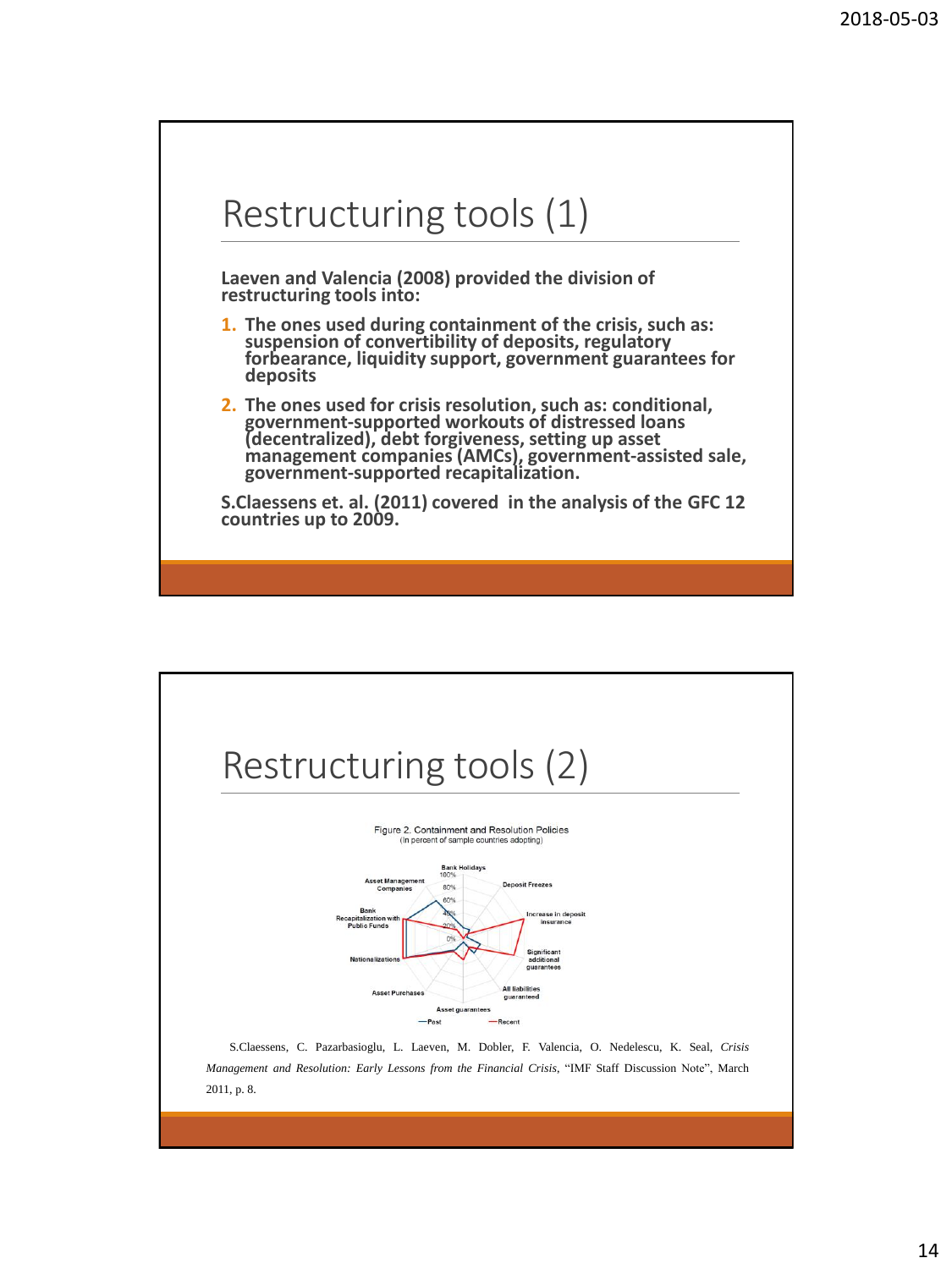# Restructuring tools (1)

**Laeven and Valencia (2008) provided the division of restructuring tools into:**

1. **The ones used during containment of the crisis, such as: suspension of convertibility of deposits, regulatory forbearance, liquidity support, government guarantees for deposits**
2. **The ones used for crisis resolution, such as: conditional, government-supported workouts of distressed loans (decentralized), debt forgiveness, setting up asset management companies (AMCs), government-assisted sale, government-supported recapitalization.**

**S.Claessens et. al. (2011) covered in the analysis of the GFC 12 countries up to 2009.**

# Restructuring tools (2)

Figure 2. Containment and Resolution Policies
(In percent of sample countries adopting)

Bank Holidays, Deposit Freezes, Increase in deposit insurance, Significant additional guarantees, All liabilities guaranteed, Asset guarantees, Asset Purchases, Nationalizations, Bank Recapitalization with Public Funds, Asset Management Companies

Past — Recent

S.Claessens, C. Pazarbasioglu, L. Laeven, M. Dobler, F. Valencia, O. Nedelescu, K. Seal, *Crisis Management and Resolution: Early Lessons from the Financial Crisis*, "IMF Staff Discussion Note", March 2011, p. 8.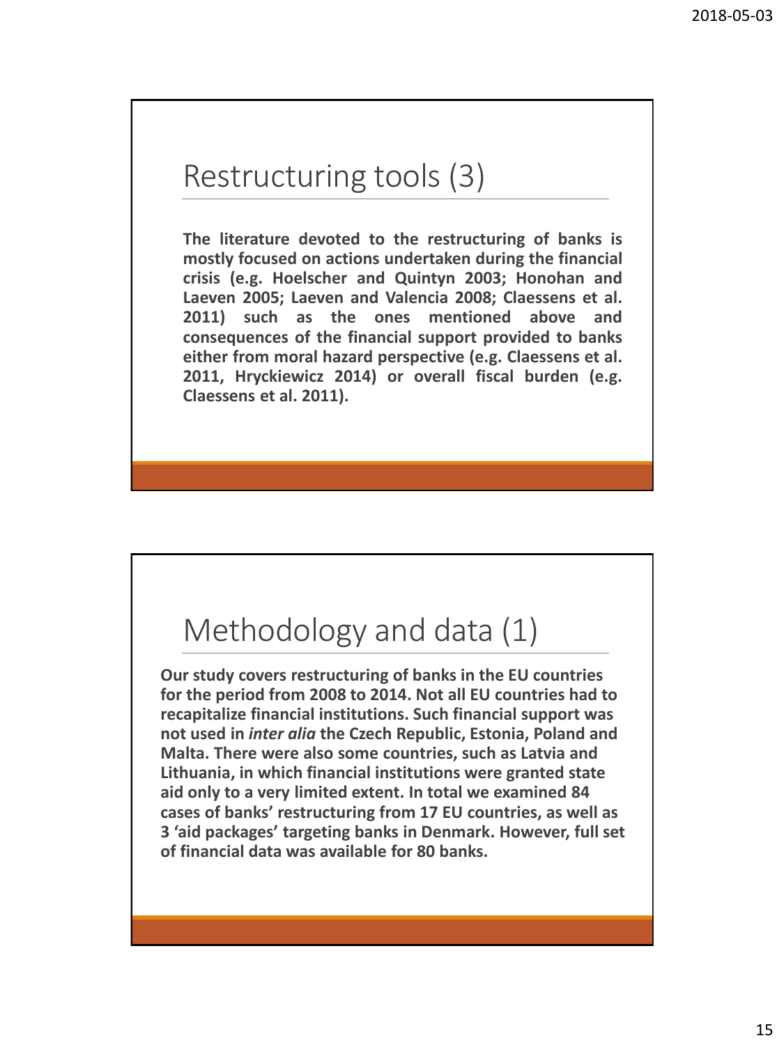# Restructuring tools (3)

**The literature devoted to the restructuring of banks is mostly focused on actions undertaken during the financial crisis (e.g. Hoelscher and Quintyn 2003; Honohan and Laeven 2005; Laeven and Valencia 2008; Claessens et al. 2011) such as the ones mentioned above and consequences of the financial support provided to banks either from moral hazard perspective (e.g. Claessens et al. 2011, Hryckiewicz 2014) or overall fiscal burden (e.g. Claessens et al. 2011).**

# Methodology and data (1)

**Our study covers restructuring of banks in the EU countries for the period from 2008 to 2014. Not all EU countries had to recapitalize financial institutions. Such financial support was not used in *inter alia* the Czech Republic, Estonia, Poland and Malta. There were also some countries, such as Latvia and Lithuania, in which financial institutions were granted state aid only to a very limited extent. In total we examined 84 cases of banks' restructuring from 17 EU countries, as well as 3 'aid packages' targeting banks in Denmark. However, full set of financial data was available for 80 banks.**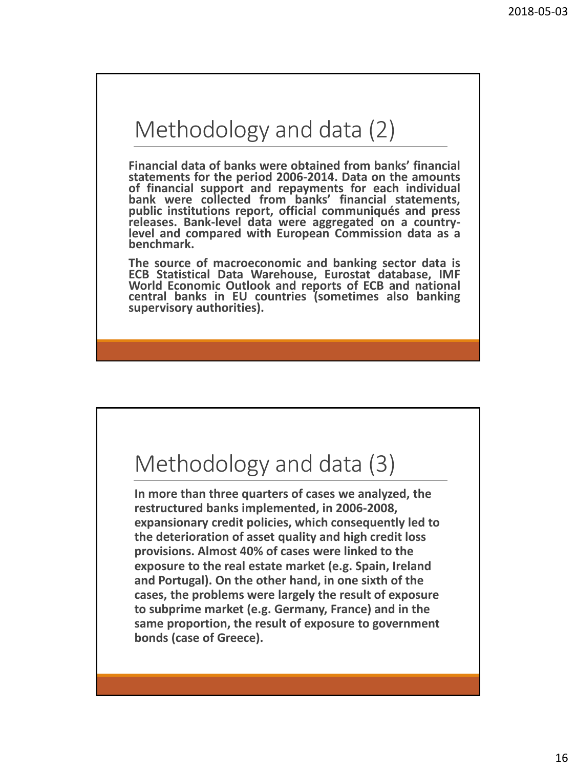# Methodology and data (2)

**Financial data of banks were obtained from banks' financial statements for the period 2006-2014. Data on the amounts of financial support and repayments for each individual bank were collected from banks' financial statements, public institutions report, official communiqués and press releases. Bank-level data were aggregated on a country-level and compared with European Commission data as a benchmark.**

**The source of macroeconomic and banking sector data is ECB Statistical Data Warehouse, Eurostat database, IMF World Economic Outlook and reports of ECB and national central banks in EU countries (sometimes also banking supervisory authorities).**

# Methodology and data (3)

**In more than three quarters of cases we analyzed, the restructured banks implemented, in 2006-2008, expansionary credit policies, which consequently led to the deterioration of asset quality and high credit loss provisions. Almost 40% of cases were linked to the exposure to the real estate market (e.g. Spain, Ireland and Portugal). On the other hand, in one sixth of the cases, the problems were largely the result of exposure to subprime market (e.g. Germany, France) and in the same proportion, the result of exposure to government bonds (case of Greece).**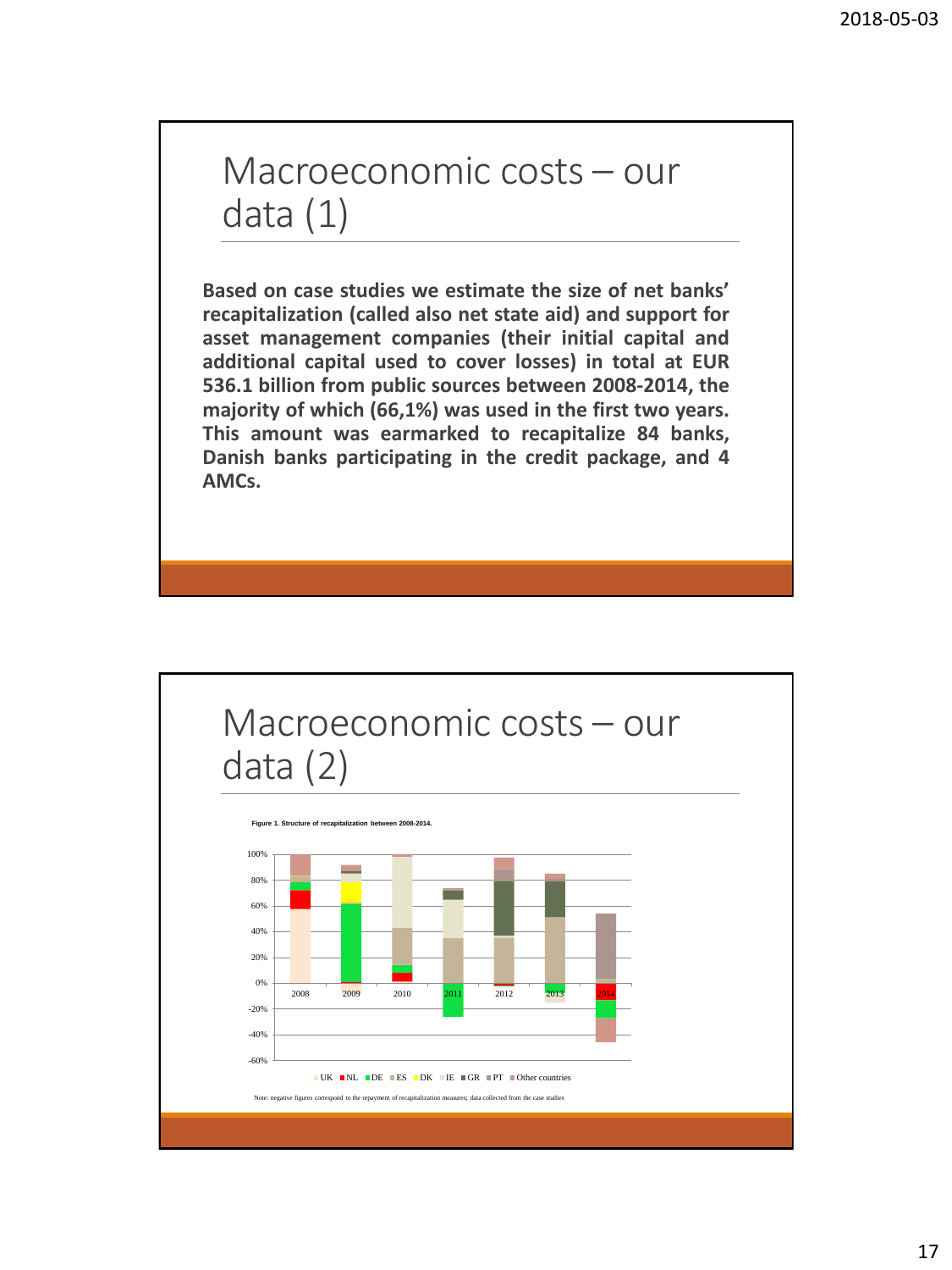# Macroeconomic costs – our data (1)

**Based on case studies we estimate the size of net banks' recapitalization (called also net state aid) and support for asset management companies (their initial capital and additional capital used to cover losses) in total at EUR 536.1 billion from public sources between 2008-2014, the majority of which (66,1%) was used in the first two years. This amount was earmarked to recapitalize 84 banks, Danish banks participating in the credit package, and 4 AMCs.**

# Macroeconomic costs – our data (2)

Figure 1. Structure of recapitalization between 2008-2014.

UK NL DE ES DK IE GR PT Other countries

Note: negative figures correspond to the repayment of recapitalization measures; data collected from the case studies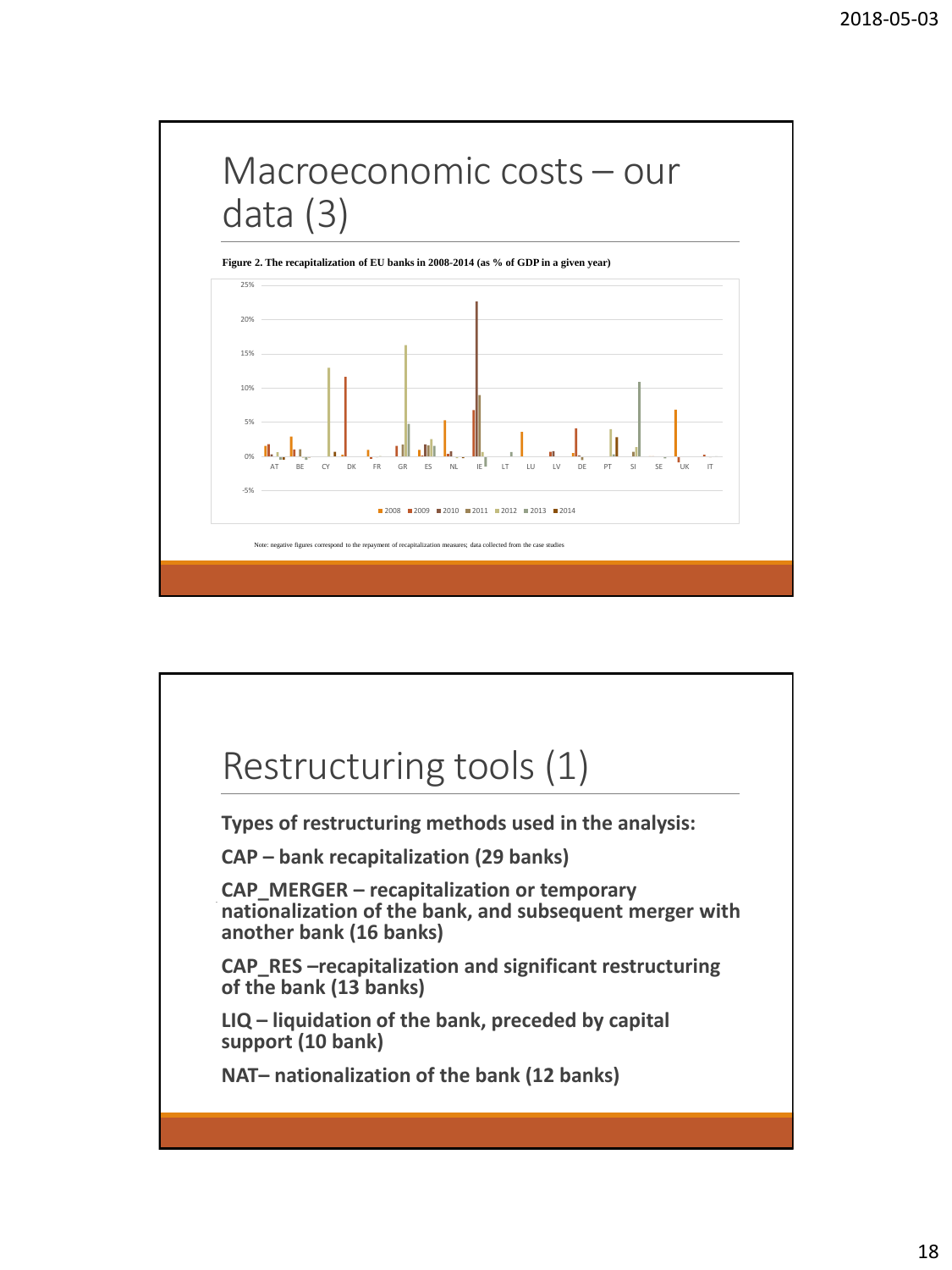# Macroeconomic costs – our data (3)

**Figure 2. The recapitalization of EU banks in 2008-2014 (as % of GDP in a given year)**

Note: negative figures correspond to the repayment of recapitalization measures; data collected from the case studies

# Restructuring tools (1)

**Types of restructuring methods used in the analysis:**

**CAP – bank recapitalization (29 banks)**

**CAP_MERGER – recapitalization or temporary nationalization of the bank, and subsequent merger with another bank (16 banks)**

**CAP_RES –recapitalization and significant restructuring of the bank (13 banks)**

**LIQ – liquidation of the bank, preceded by capital support (10 bank)**

**NAT– nationalization of the bank (12 banks)**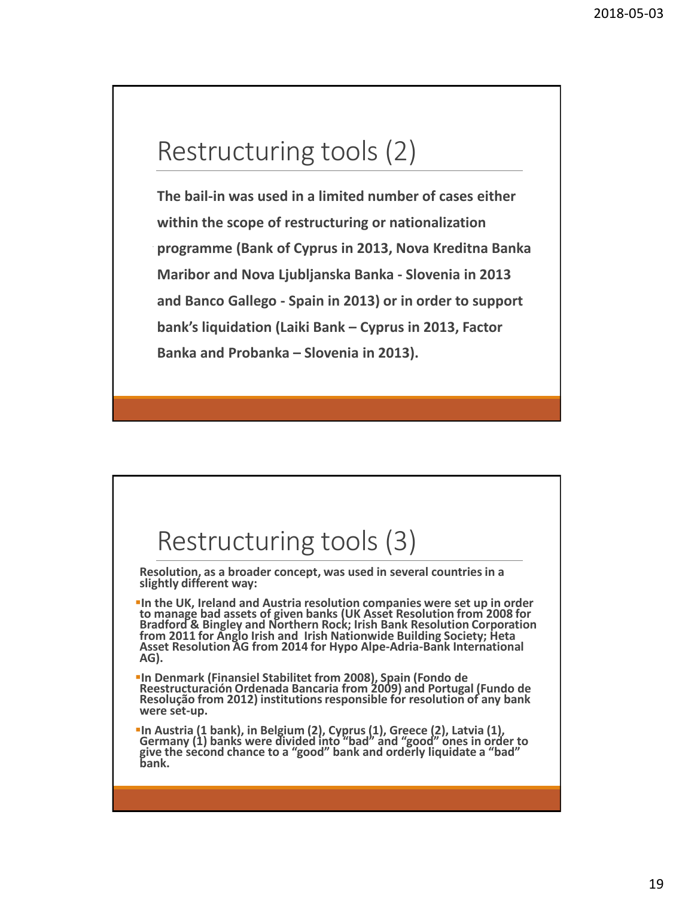## Restructuring tools (2)

**The bail-in was used in a limited number of cases either within the scope of restructuring or nationalization programme (Bank of Cyprus in 2013, Nova Kreditna Banka Maribor and Nova Ljubljanska Banka - Slovenia in 2013 and Banco Gallego - Spain in 2013) or in order to support bank's liquidation (Laiki Bank – Cyprus in 2013, Factor Banka and Probanka – Slovenia in 2013).**

## Restructuring tools (3)

**Resolution, as a broader concept, was used in several countries in a slightly different way:**

- **In the UK, Ireland and Austria resolution companies were set up in order to manage bad assets of given banks (UK Asset Resolution from 2008 for Bradford & Bingley and Northern Rock; Irish Bank Resolution Corporation from 2011 for Anglo Irish and Irish Nationwide Building Society; Heta Asset Resolution AG from 2014 for Hypo Alpe-Adria-Bank International AG).**
- **In Denmark (Finansiel Stabilitet from 2008), Spain (Fondo de Reestructuración Ordenada Bancaria from 2009) and Portugal (Fundo de Resolução from 2012) institutions responsible for resolution of any bank were set-up.**
- **In Austria (1 bank), in Belgium (2), Cyprus (1), Greece (2), Latvia (1), Germany (1) banks were divided into "bad" and "good" ones in order to give the second chance to a "good" bank and orderly liquidate a "bad" bank.**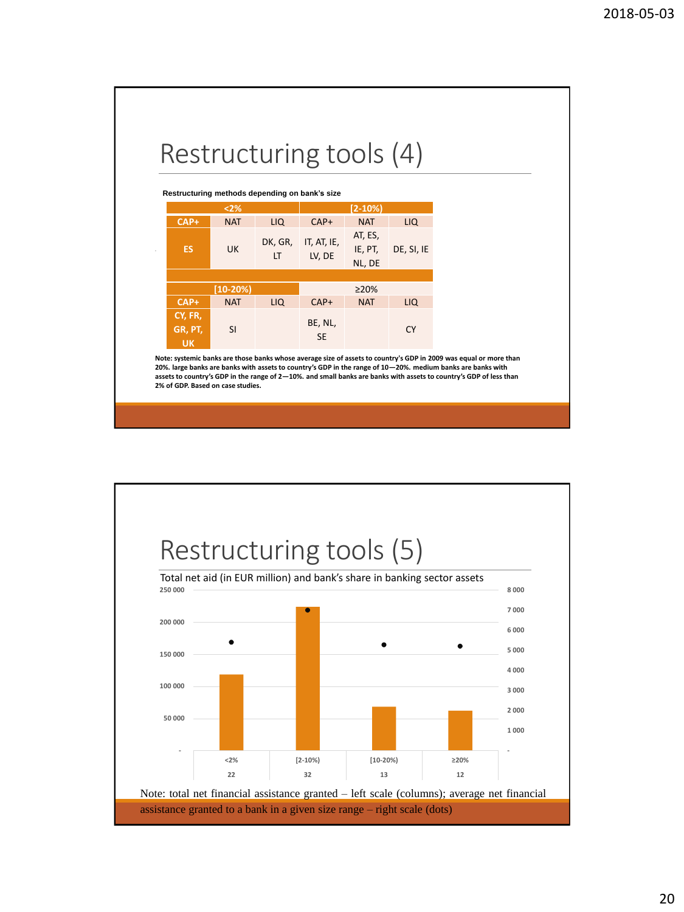## Restructuring tools (4)

**Restructuring methods depending on bank's size**

| <2% | | | [2-10%) | | |
|---|---|---|---|---|---|
| CAP+ | NAT | LIQ | CAP+ | NAT | LIQ |
| ES | UK | DK, GR, LT | IT, AT, IE, LV, DE | AT, ES, IE, PT, NL, DE | DE, SI, IE |
| **[10-20%)** | | | **≥20%** | | |
| CAP+ | NAT | LIQ | CAP+ | NAT | LIQ |
| CY, FR, GR, PT, UK | SI | | BE, NL, SE | | CY |

**Note: systemic banks are those banks whose average size of assets to country's GDP in 2009 was equal or more than 20%. large banks are banks with assets to country's GDP in the range of 10—20%. medium banks are banks with assets to country's GDP in the range of 2—10%. and small banks are banks with assets to country's GDP of less than 2% of GDP. Based on case studies.**

## Restructuring tools (5)

Total net aid (in EUR million) and bank's share in banking sector assets

| Size range | <2% | [2-10%) | [10-20%) | ≥20% |
|---|---|---|---|---|
| Number of banks | 22 | 32 | 13 | 12 |

Note: total net financial assistance granted – left scale (columns); average net financial assistance granted to a bank in a given size range – right scale (dots)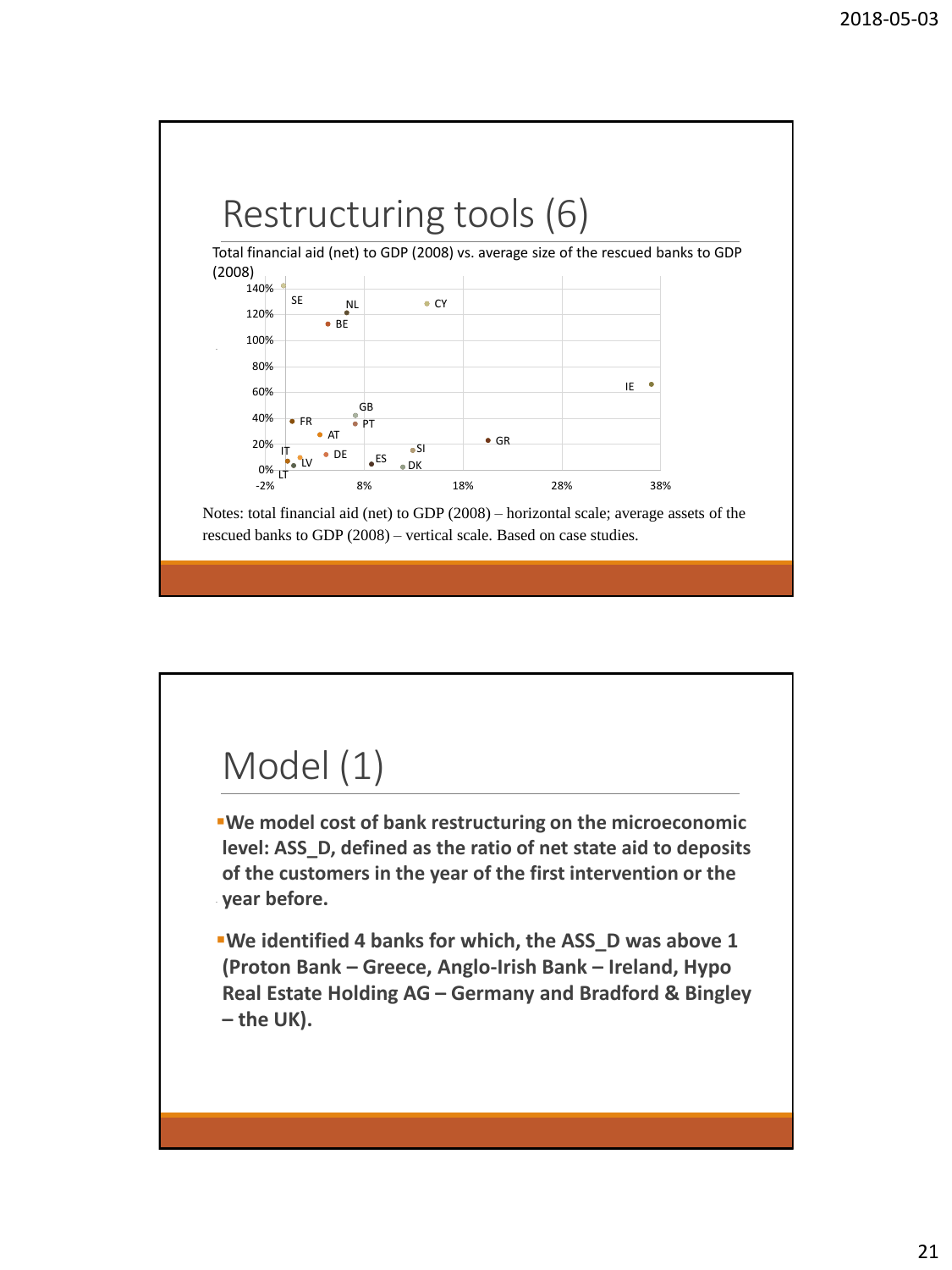# Restructuring tools (6)

Total financial aid (net) to GDP (2008) vs. average size of the rescued banks to GDP (2008)

Notes: total financial aid (net) to GDP (2008) – horizontal scale; average assets of the rescued banks to GDP (2008) – vertical scale. Based on case studies.

# Model (1)

- **We model cost of bank restructuring on the microeconomic level: ASS_D, defined as the ratio of net state aid to deposits of the customers in the year of the first intervention or the year before.**
- **We identified 4 banks for which, the ASS_D was above 1 (Proton Bank – Greece, Anglo-Irish Bank – Ireland, Hypo Real Estate Holding AG – Germany and Bradford & Bingley – the UK).**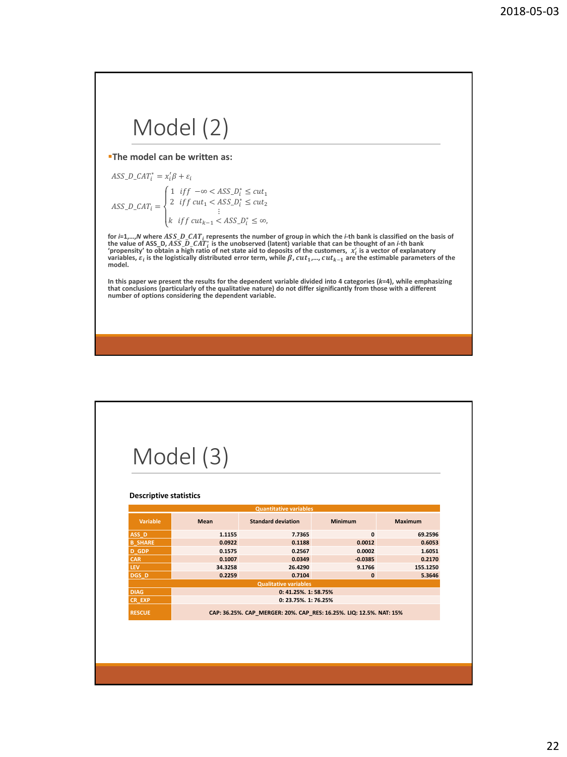# Model (2)

- **The model can be written as:**

$$ASS\_D\_CAT_i^* = x_i'\beta + \varepsilon_i$$

$$ASS\_D\_CAT_i = \begin{cases} 1 \;\; iff \; -\infty < ASS\_D_i^* \leq cut_1 \\ 2 \;\; iff \; cut_1 < ASS\_D_i^* \leq cut_2 \\ \quad\quad\quad \vdots \\ k \;\; iff \; cut_{k-1} < ASS\_D_i^* \leq \infty, \end{cases}$$

**for *i*=1,…,*N* where $ASS\_D\_CAT_i$ represents the number of group in which the *i*-th bank is classified on the basis of the value of ASS_D, $ASS\_D\_CAT_i^*$ is the unobserved (latent) variable that can be thought of an *i*-th bank 'propensity' to obtain a high ratio of net state aid to deposits of the customers, $x_i'$ is a vector of explanatory variables, $\varepsilon_i$ is the logistically distributed error term, while $\beta$, $cut_1$,…, $cut_{k-1}$ are the estimable parameters of the model.**

**In this paper we present the results for the dependent variable divided into 4 categories (*k*=4), while emphasizing that conclusions (particularly of the qualitative nature) do not differ significantly from those with a different number of options considering the dependent variable.**

# Model (3)

**Descriptive statistics**

| Quantitative variables | | | | |
|---|---|---|---|---|
| **Variable** | **Mean** | **Standard deviation** | **Minimum** | **Maximum** |
| ASS_D | 1.1155 | 7.7365 | 0 | 69.2596 |
| B_SHARE | 0.0922 | 0.1188 | 0.0012 | 0.6053 |
| D_GDP | 0.1575 | 0.2567 | 0.0002 | 1.6051 |
| CAR | 0.1007 | 0.0349 | -0.0385 | 0.2170 |
| LEV | 34.3258 | 26.4290 | 9.1766 | 155.1250 |
| DGS_D | 0.2259 | 0.7104 | 0 | 5.3646 |
| **Qualitative variables** | | | | |
| DIAG | 0: 41.25%. 1: 58.75% | | | |
| CR_EXP | 0: 23.75%. 1: 76.25% | | | |
| RESCUE | CAP: 36.25%. CAP_MERGER: 20%. CAP_RES: 16.25%. LIQ: 12.5%. NAT: 15% | | | |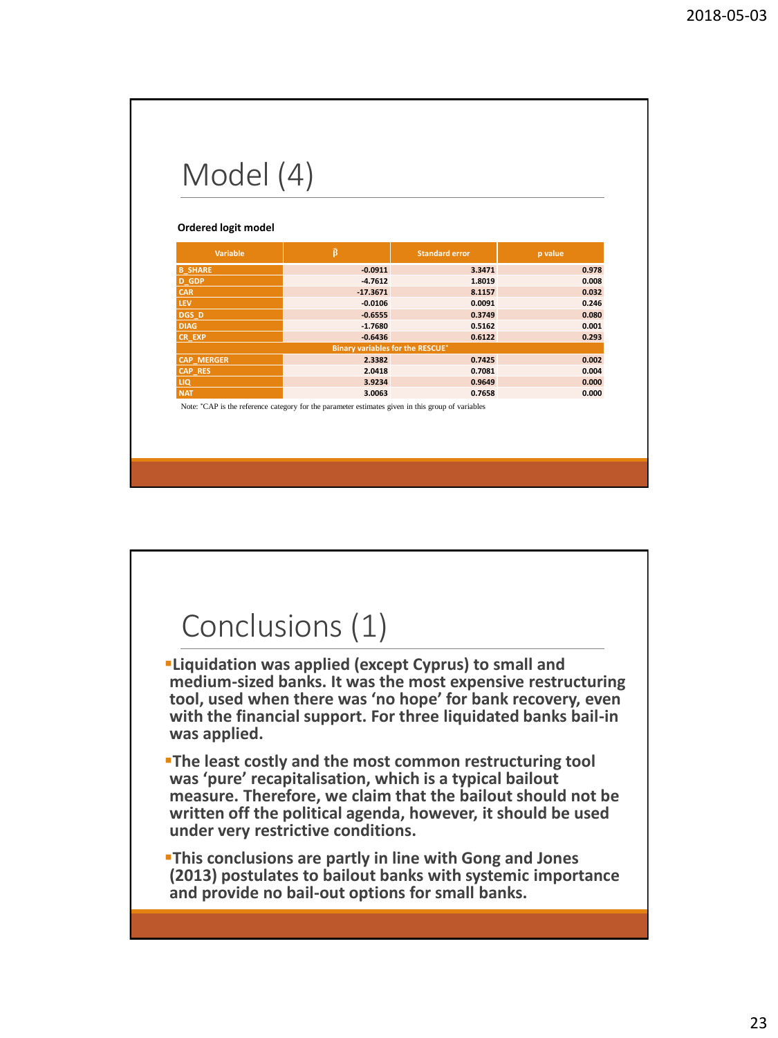# Model (4)

**Ordered logit model**

| Variable | $\hat{\beta}$ | Standard error | p value |
|---|---|---|---|
| B_SHARE | -0.0911 | 3.3471 | 0.978 |
| D_GDP | -4.7612 | 1.8019 | 0.008 |
| CAR | -17.3671 | 8.1157 | 0.032 |
| LEV | -0.0106 | 0.0091 | 0.246 |
| DGS_D | -0.6555 | 0.3749 | 0.080 |
| DIAG | -1.7680 | 0.5162 | 0.001 |
| CR_EXP | -0.6436 | 0.6122 | 0.293 |
| **Binary variables for the RESCUE*** | | | |
| CAP_MERGER | 2.3382 | 0.7425 | 0.002 |
| CAP_RES | 2.0418 | 0.7081 | 0.004 |
| LIQ | 3.9234 | 0.9649 | 0.000 |
| NAT | 3.0063 | 0.7658 | 0.000 |

Note: *CAP is the reference category for the parameter estimates given in this group of variables

# Conclusions (1)

- **Liquidation was applied (except Cyprus) to small and medium-sized banks. It was the most expensive restructuring tool, used when there was 'no hope' for bank recovery, even with the financial support. For three liquidated banks bail-in was applied.**
- **The least costly and the most common restructuring tool was 'pure' recapitalisation, which is a typical bailout measure. Therefore, we claim that the bailout should not be written off the political agenda, however, it should be used under very restrictive conditions.**
- **This conclusions are partly in line with Gong and Jones (2013) postulates to bailout banks with systemic importance and provide no bail-out options for small banks.**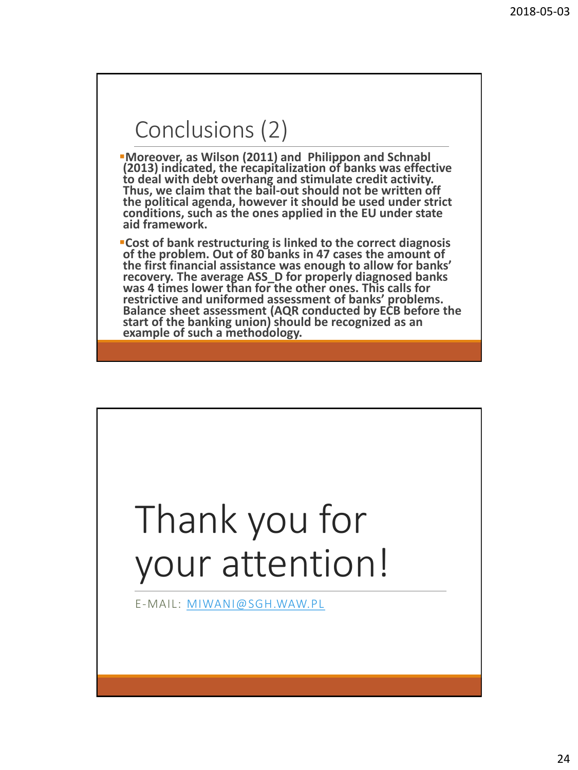## Conclusions (2)

- **Moreover, as Wilson (2011) and Philippon and Schnabl (2013) indicated, the recapitalization of banks was effective to deal with debt overhang and stimulate credit activity. Thus, we claim that the bail-out should not be written off the political agenda, however it should be used under strict conditions, such as the ones applied in the EU under state aid framework.**
- **Cost of bank restructuring is linked to the correct diagnosis of the problem. Out of 80 banks in 47 cases the amount of the first financial assistance was enough to allow for banks' recovery. The average ASS_D for properly diagnosed banks was 4 times lower than for the other ones. This calls for restrictive and uniformed assessment of banks' problems. Balance sheet assessment (AQR conducted by ECB before the start of the banking union) should be recognized as an example of such a methodology.**

# Thank you for your attention!

E-MAIL: MIWANI@SGH.WAW.PL